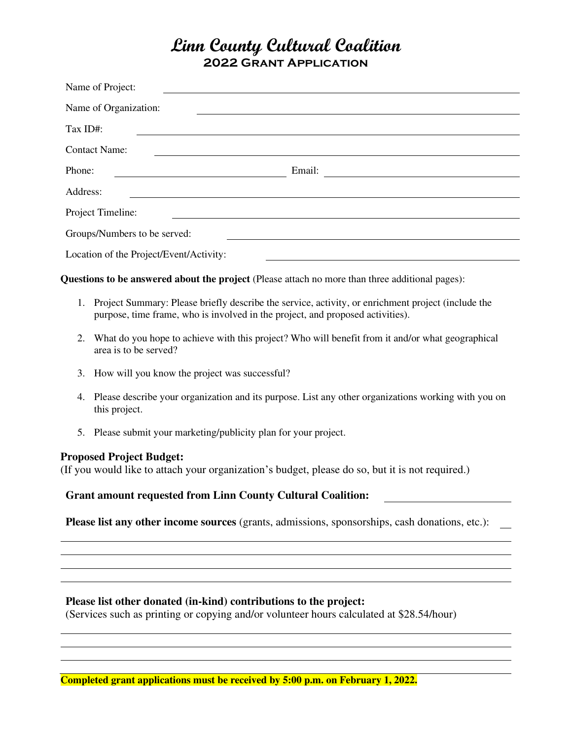# Linn County Cultural Coalition

## 2022 Grant Application

Name of Project: \_\_\_\_\_\_\_\_\_\_\_\_\_\_\_\_\_\_\_\_\_\_\_\_\_\_\_\_\_\_\_\_

Name of Organization: \_\_\_\_\_\_\_\_\_\_\_\_\_\_\_\_\_\_\_\_\_\_\_\_\_\_\_\_\_\_\_\_

Tax ID#: \_\_\_\_\_\_\_\_\_\_\_\_\_\_\_\_\_\_\_\_\_\_\_\_\_\_\_\_\_\_\_\_

Contact Name: \_\_\_\_\_\_\_\_\_\_\_\_\_\_\_\_\_\_\_\_\_\_\_\_\_\_\_\_\_\_\_\_

Phone: \_\_\_\_\_\_\_\_\_\_\_\_\_\_\_\_\_\_\_\_ Email: \_\_\_\_\_\_\_\_\_\_\_\_\_\_\_\_\_\_\_\_

Address: \_\_\_\_\_\_\_\_\_\_\_\_\_\_\_\_\_\_\_\_\_\_\_\_\_\_\_\_\_\_\_\_

Project Timeline: \_\_\_\_\_\_\_\_\_\_\_\_\_\_\_\_\_\_\_\_\_\_\_\_\_\_\_\_\_\_\_\_

Groups/Numbers to be served: \_\_\_\_\_\_\_\_\_\_\_\_\_\_\_\_\_\_\_\_\_\_\_\_\_\_\_\_\_\_\_\_

Location of the Project/Event/Activity: \_\_\_\_\_\_\_\_\_\_\_\_\_\_\_\_\_\_\_\_\_\_\_\_\_\_\_\_\_\_\_\_

**Questions to be answered about the project** (Please attach no more than three additional pages):

1. Project Summary: Please briefly describe the service, activity, or enrichment project (include the purpose, time frame, who is involved in the project, and proposed activities).
2. What do you hope to achieve with this project? Who will benefit from it and/or what geographical area is to be served?
3. How will you know the project was successful?
4. Please describe your organization and its purpose. List any other organizations working with you on this project.
5. Please submit your marketing/publicity plan for your project.

**Proposed Project Budget:**
(If you would like to attach your organization's budget, please do so, but it is not required.)

**Grant amount requested from Linn County Cultural Coalition:** \_\_\_\_\_\_\_\_\_\_\_\_\_\_\_\_

**Please list any other income sources** (grants, admissions, sponsorships, cash donations, etc.): \_\_\_

\_\_\_\_\_\_\_\_\_\_\_\_\_\_\_\_\_\_\_\_\_\_\_\_\_\_\_\_\_\_\_\_\_\_\_\_\_\_\_\_\_\_\_\_\_\_\_\_

\_\_\_\_\_\_\_\_\_\_\_\_\_\_\_\_\_\_\_\_\_\_\_\_\_\_\_\_\_\_\_\_\_\_\_\_\_\_\_\_\_\_\_\_\_\_\_\_

\_\_\_\_\_\_\_\_\_\_\_\_\_\_\_\_\_\_\_\_\_\_\_\_\_\_\_\_\_\_\_\_\_\_\_\_\_\_\_\_\_\_\_\_\_\_\_\_

\_\_\_\_\_\_\_\_\_\_\_\_\_\_\_\_\_\_\_\_\_\_\_\_\_\_\_\_\_\_\_\_\_\_\_\_\_\_\_\_\_\_\_\_\_\_\_\_

**Please list other donated (in-kind) contributions to the project:**
(Services such as printing or copying and/or volunteer hours calculated at $28.54/hour)

\_\_\_\_\_\_\_\_\_\_\_\_\_\_\_\_\_\_\_\_\_\_\_\_\_\_\_\_\_\_\_\_\_\_\_\_\_\_\_\_\_\_\_\_\_\_\_\_

\_\_\_\_\_\_\_\_\_\_\_\_\_\_\_\_\_\_\_\_\_\_\_\_\_\_\_\_\_\_\_\_\_\_\_\_\_\_\_\_\_\_\_\_\_\_\_\_

\_\_\_\_\_\_\_\_\_\_\_\_\_\_\_\_\_\_\_\_\_\_\_\_\_\_\_\_\_\_\_\_\_\_\_\_\_\_\_\_\_\_\_\_\_\_\_\_

\_\_\_\_\_\_\_\_\_\_\_\_\_\_\_\_\_\_\_\_\_\_\_\_\_\_\_\_\_\_\_\_\_\_\_\_\_\_\_\_\_\_\_\_\_\_\_\_

**Completed grant applications must be received by 5:00 p.m. on February 1, 2022.**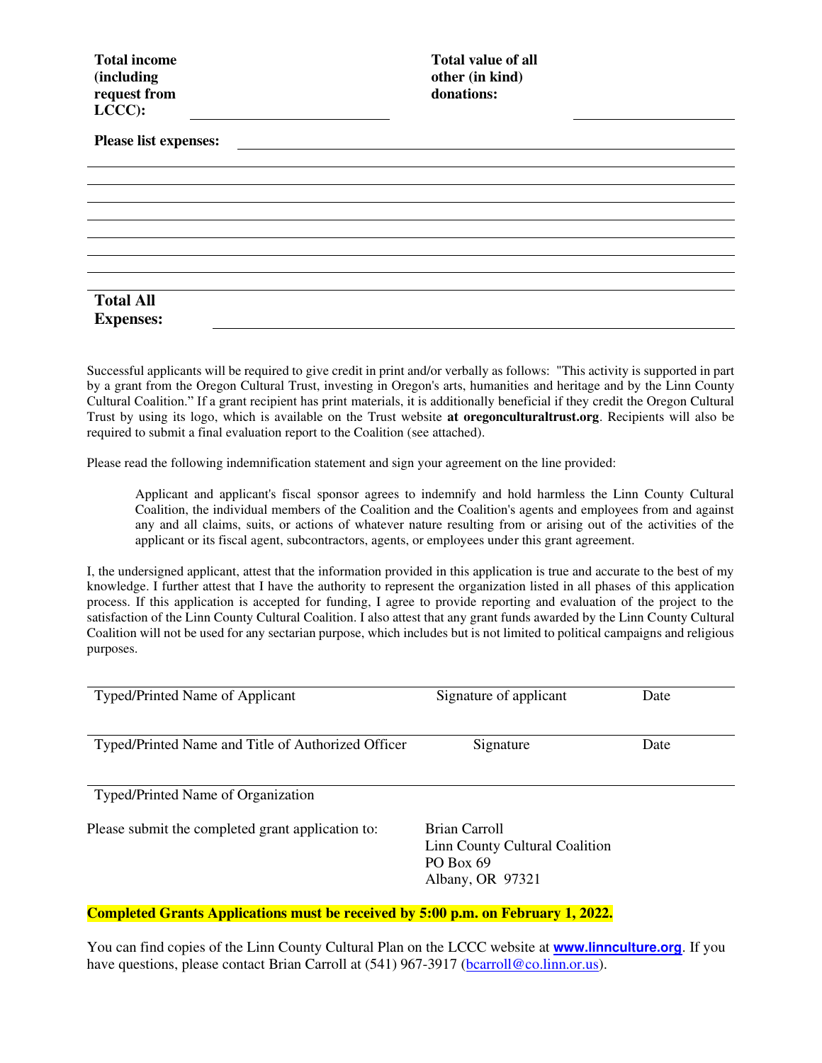**Total income (including request from LCCC):** ______________________

**Total value of all other (in kind) donations:** ______________________

**Please list expenses:** ______________________

______________________

______________________

______________________

______________________

______________________

______________________

______________________

**Total All Expenses:** ______________________

Successful applicants will be required to give credit in print and/or verbally as follows: "This activity is supported in part by a grant from the Oregon Cultural Trust, investing in Oregon's arts, humanities and heritage and by the Linn County Cultural Coalition." If a grant recipient has print materials, it is additionally beneficial if they credit the Oregon Cultural Trust by using its logo, which is available on the Trust website **at oregonculturaltrust.org**. Recipients will also be required to submit a final evaluation report to the Coalition (see attached).

Please read the following indemnification statement and sign your agreement on the line provided:

> Applicant and applicant's fiscal sponsor agrees to indemnify and hold harmless the Linn County Cultural Coalition, the individual members of the Coalition and the Coalition's agents and employees from and against any and all claims, suits, or actions of whatever nature resulting from or arising out of the activities of the applicant or its fiscal agent, subcontractors, agents, or employees under this grant agreement.

I, the undersigned applicant, attest that the information provided in this application is true and accurate to the best of my knowledge. I further attest that I have the authority to represent the organization listed in all phases of this application process. If this application is accepted for funding, I agree to provide reporting and evaluation of the project to the satisfaction of the Linn County Cultural Coalition. I also attest that any grant funds awarded by the Linn County Cultural Coalition will not be used for any sectarian purpose, which includes but is not limited to political campaigns and religious purposes.

______________________

Typed/Printed Name of Applicant &nbsp;&nbsp;&nbsp; Signature of applicant &nbsp;&nbsp;&nbsp; Date

______________________

Typed/Printed Name and Title of Authorized Officer &nbsp;&nbsp;&nbsp; Signature &nbsp;&nbsp;&nbsp; Date

______________________

Typed/Printed Name of Organization

Please submit the completed grant application to:

Brian Carroll
Linn County Cultural Coalition
PO Box 69
Albany, OR 97321

**Completed Grants Applications must be received by 5:00 p.m. on February 1, 2022.**

You can find copies of the Linn County Cultural Plan on the LCCC website at **www.linnculture.org**. If you have questions, please contact Brian Carroll at (541) 967-3917 (bcarroll@co.linn.or.us).